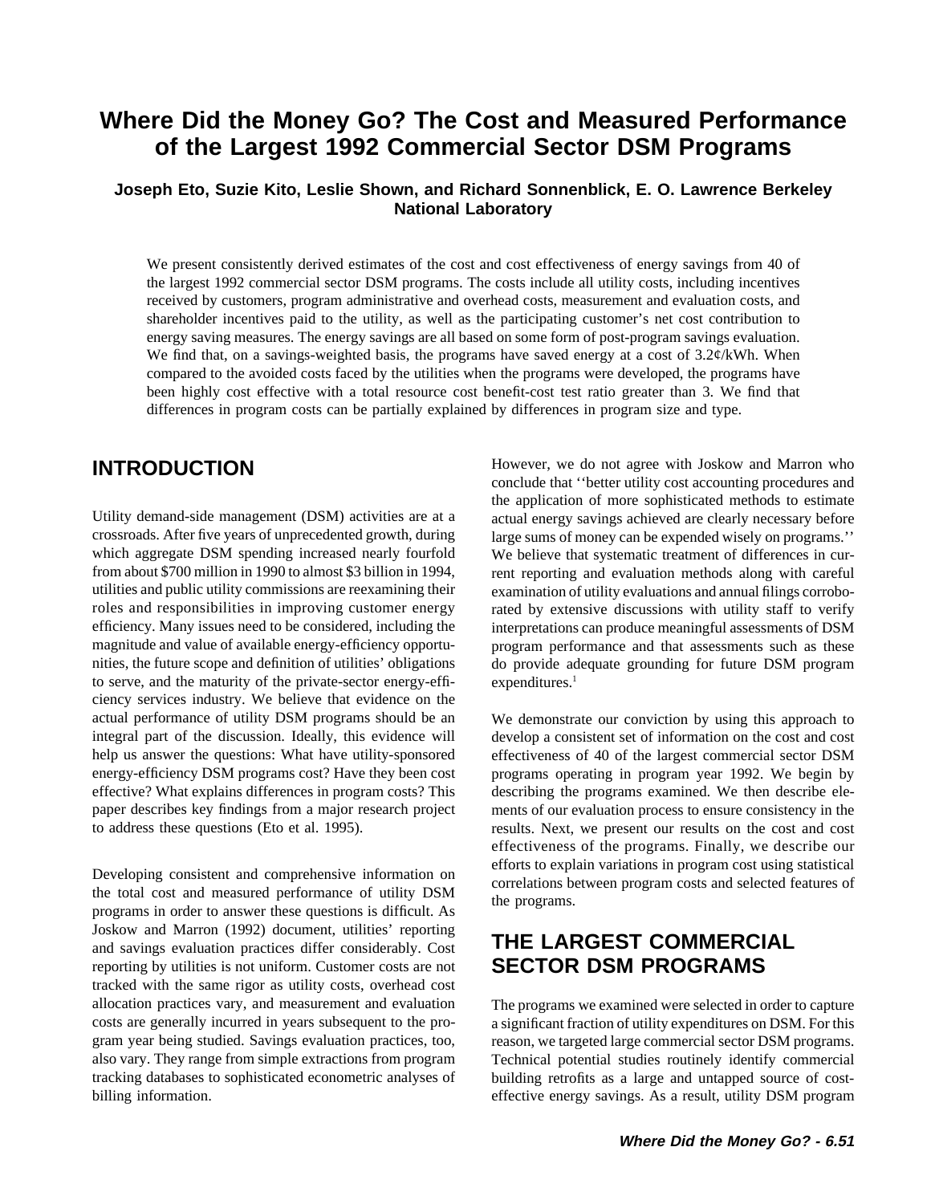# Where Did the Money Go? The Cost and Measured Performance of the Largest 1992 Commercial Sector DSM Programs

**Joseph Eto, Suzie Kito, Leslie Shown, and Richard Sonnenblick, E. O. Lawrence Berkeley National Laboratory**

We present consistently derived estimates of the cost and cost effectiveness of energy savings from 40 of the largest 1992 commercial sector DSM programs. The costs include all utility costs, including incentives received by customers, program administrative and overhead costs, measurement and evaluation costs, and shareholder incentives paid to the utility, as well as the participating customer's net cost contribution to energy saving measures. The energy savings are all based on some form of post-program savings evaluation. We find that, on a savings-weighted basis, the programs have saved energy at a cost of 3.2¢/kWh. When compared to the avoided costs faced by the utilities when the programs were developed, the programs have been highly cost effective with a total resource cost benefit-cost test ratio greater than 3. We find that differences in program costs can be partially explained by differences in program size and type.

## INTRODUCTION

Utility demand-side management (DSM) activities are at a crossroads. After five years of unprecedented growth, during which aggregate DSM spending increased nearly fourfold from about $700 million in 1990 to almost $3 billion in 1994, utilities and public utility commissions are reexamining their roles and responsibilities in improving customer energy efficiency. Many issues need to be considered, including the magnitude and value of available energy-efficiency opportunities, the future scope and definition of utilities' obligations to serve, and the maturity of the private-sector energy-efficiency services industry. We believe that evidence on the actual performance of utility DSM programs should be an integral part of the discussion. Ideally, this evidence will help us answer the questions: What have utility-sponsored energy-efficiency DSM programs cost? Have they been cost effective? What explains differences in program costs? This paper describes key findings from a major research project to address these questions (Eto et al. 1995).

Developing consistent and comprehensive information on the total cost and measured performance of utility DSM programs in order to answer these questions is difficult. As Joskow and Marron (1992) document, utilities' reporting and savings evaluation practices differ considerably. Cost reporting by utilities is not uniform. Customer costs are not tracked with the same rigor as utility costs, overhead cost allocation practices vary, and measurement and evaluation costs are generally incurred in years subsequent to the program year being studied. Savings evaluation practices, too, also vary. They range from simple extractions from program tracking databases to sophisticated econometric analyses of billing information.

However, we do not agree with Joskow and Marron who conclude that ''better utility cost accounting procedures and the application of more sophisticated methods to estimate actual energy savings achieved are clearly necessary before large sums of money can be expended wisely on programs.'' We believe that systematic treatment of differences in current reporting and evaluation methods along with careful examination of utility evaluations and annual filings corroborated by extensive discussions with utility staff to verify interpretations can produce meaningful assessments of DSM program performance and that assessments such as these do provide adequate grounding for future DSM program expenditures.[1]

We demonstrate our conviction by using this approach to develop a consistent set of information on the cost and cost effectiveness of 40 of the largest commercial sector DSM programs operating in program year 1992. We begin by describing the programs examined. We then describe elements of our evaluation process to ensure consistency in the results. Next, we present our results on the cost and cost effectiveness of the programs. Finally, we describe our efforts to explain variations in program cost using statistical correlations between program costs and selected features of the programs.

## THE LARGEST COMMERCIAL SECTOR DSM PROGRAMS

The programs we examined were selected in order to capture a significant fraction of utility expenditures on DSM. For this reason, we targeted large commercial sector DSM programs. Technical potential studies routinely identify commercial building retrofits as a large and untapped source of cost-effective energy savings. As a result, utility DSM program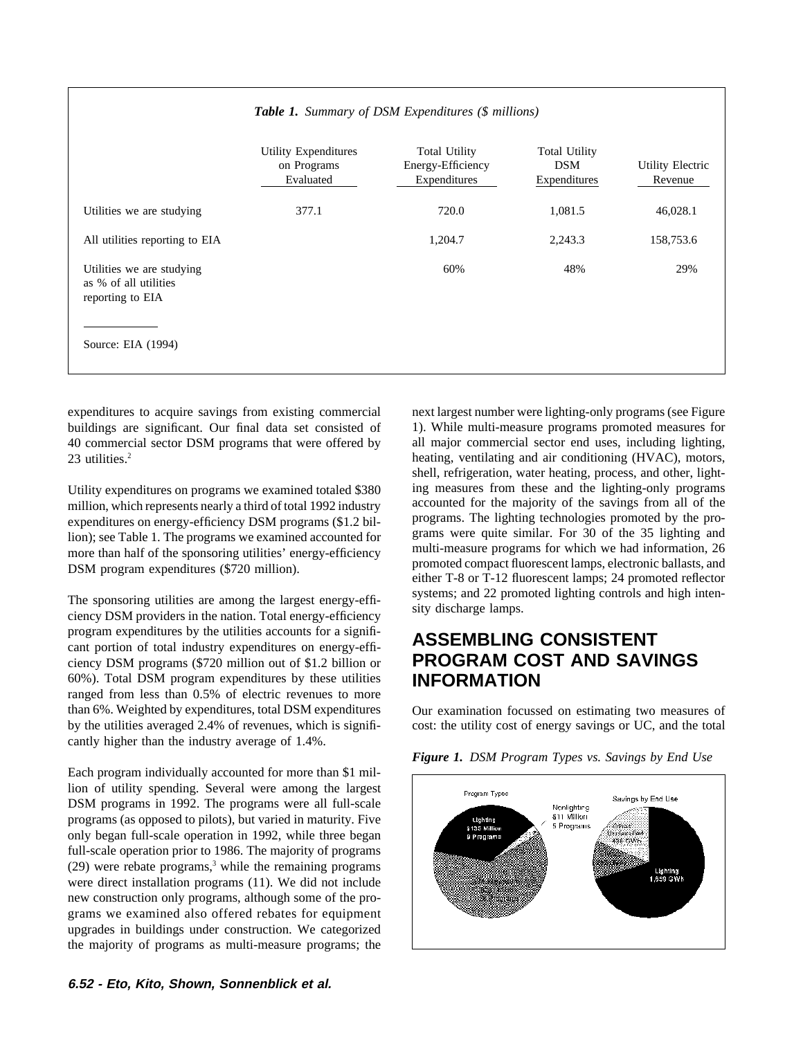*Table 1. Summary of DSM Expenditures ($ millions)*

| | Utility Expenditures on Programs Evaluated | Total Utility Energy-Efficiency Expenditures | Total Utility DSM Expenditures | Utility Electric Revenue |
|---|---|---|---|---|
| Utilities we are studying | 377.1 | 720.0 | 1,081.5 | 46,028.1 |
| All utilities reporting to EIA | | 1,204.7 | 2,243.3 | 158,753.6 |
| Utilities we are studying as % of all utilities reporting to EIA | | 60% | 48% | 29% |

Source: EIA (1994)

expenditures to acquire savings from existing commercial buildings are significant. Our final data set consisted of 40 commercial sector DSM programs that were offered by 23 utilities.[2]

Utility expenditures on programs we examined totaled $380 million, which represents nearly a third of total 1992 industry expenditures on energy-efficiency DSM programs ($1.2 billion); see Table 1. The programs we examined accounted for more than half of the sponsoring utilities' energy-efficiency DSM program expenditures ($720 million).

The sponsoring utilities are among the largest energy-efficiency DSM providers in the nation. Total energy-efficiency program expenditures by the utilities accounts for a significant portion of total industry expenditures on energy-efficiency DSM programs ($720 million out of $1.2 billion or 60%). Total DSM program expenditures by these utilities ranged from less than 0.5% of electric revenues to more than 6%. Weighted by expenditures, total DSM expenditures by the utilities averaged 2.4% of revenues, which is significantly higher than the industry average of 1.4%.

Each program individually accounted for more than $1 million of utility spending. Several were among the largest DSM programs in 1992. The programs were all full-scale programs (as opposed to pilots), but varied in maturity. Five only began full-scale operation in 1992, while three began full-scale operation prior to 1986. The majority of programs (29) were rebate programs,[3] while the remaining programs were direct installation programs (11). We did not include new construction only programs, although some of the programs we examined also offered rebates for equipment upgrades in buildings under construction. We categorized the majority of programs as multi-measure programs; the next largest number were lighting-only programs (see Figure 1). While multi-measure programs promoted measures for all major commercial sector end uses, including lighting, heating, ventilating and air conditioning (HVAC), motors, shell, refrigeration, water heating, process, and other, lighting measures from these and the lighting-only programs accounted for the majority of the savings from all of the programs. The lighting technologies promoted by the programs were quite similar. For 30 of the 35 lighting and multi-measure programs for which we had information, 26 promoted compact fluorescent lamps, electronic ballasts, and either T-8 or T-12 fluorescent lamps; 24 promoted reflector systems; and 22 promoted lighting controls and high intensity discharge lamps.

## ASSEMBLING CONSISTENT PROGRAM COST AND SAVINGS INFORMATION

Our examination focussed on estimating two measures of cost: the utility cost of energy savings or UC, and the total

*Figure 1. DSM Program Types vs. Savings by End Use*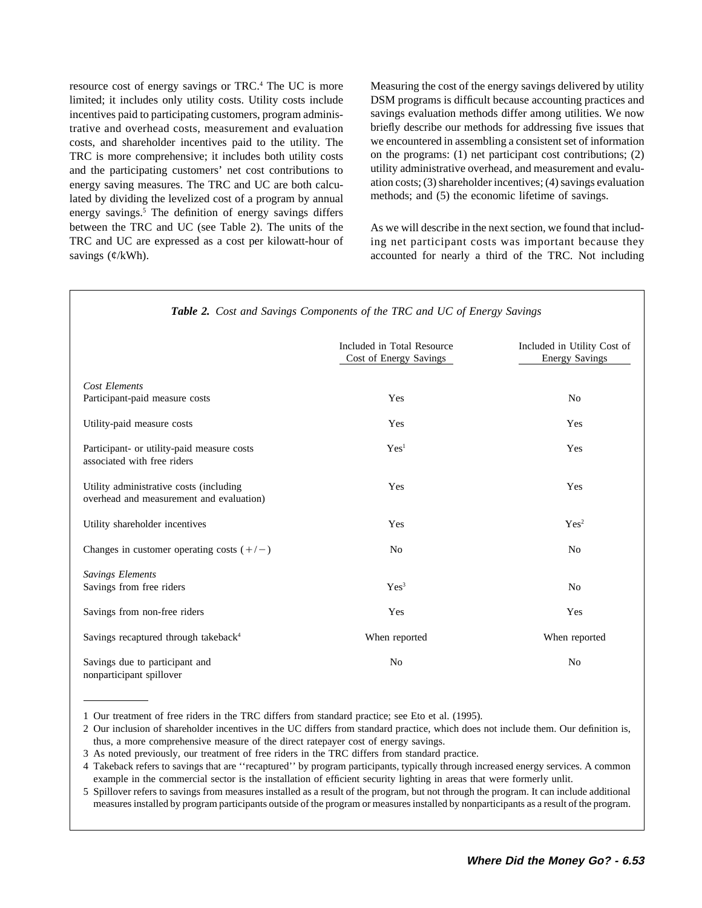resource cost of energy savings or TRC.[4] The UC is more limited; it includes only utility costs. Utility costs include incentives paid to participating customers, program administrative and overhead costs, measurement and evaluation costs, and shareholder incentives paid to the utility. The TRC is more comprehensive; it includes both utility costs and the participating customers' net cost contributions to energy saving measures. The TRC and UC are both calculated by dividing the levelized cost of a program by annual energy savings.[5] The definition of energy savings differs between the TRC and UC (see Table 2). The units of the TRC and UC are expressed as a cost per kilowatt-hour of savings (¢/kWh).

Measuring the cost of the energy savings delivered by utility DSM programs is difficult because accounting practices and savings evaluation methods differ among utilities. We now briefly describe our methods for addressing five issues that we encountered in assembling a consistent set of information on the programs: (1) net participant cost contributions; (2) utility administrative overhead, and measurement and evaluation costs; (3) shareholder incentives; (4) savings evaluation methods; and (5) the economic lifetime of savings.

As we will describe in the next section, we found that including net participant costs was important because they accounted for nearly a third of the TRC. Not including

***Table 2.*** *Cost and Savings Components of the TRC and UC of Energy Savings*

| | Included in Total Resource Cost of Energy Savings | Included in Utility Cost of Energy Savings |
|---|---|---|
| *Cost Elements* | | |
| Participant-paid measure costs | Yes | No |
| Utility-paid measure costs | Yes | Yes |
| Participant- or utility-paid measure costs associated with free riders | Yes[1] | Yes |
| Utility administrative costs (including overhead and measurement and evaluation) | Yes | Yes |
| Utility shareholder incentives | Yes | Yes[2] |
| Changes in customer operating costs (+/−) | No | No |
| *Savings Elements* | | |
| Savings from free riders | Yes[3] | No |
| Savings from non-free riders | Yes | Yes |
| Savings recaptured through takeback[4] | When reported | When reported |
| Savings due to participant and nonparticipant spillover | No | No |

1 Our treatment of free riders in the TRC differs from standard practice; see Eto et al. (1995).

2 Our inclusion of shareholder incentives in the UC differs from standard practice, which does not include them. Our definition is, thus, a more comprehensive measure of the direct ratepayer cost of energy savings.

3 As noted previously, our treatment of free riders in the TRC differs from standard practice.

4 Takeback refers to savings that are ''recaptured'' by program participants, typically through increased energy services. A common example in the commercial sector is the installation of efficient security lighting in areas that were formerly unlit.

5 Spillover refers to savings from measures installed as a result of the program, but not through the program. It can include additional measures installed by program participants outside of the program or measures installed by nonparticipants as a result of the program.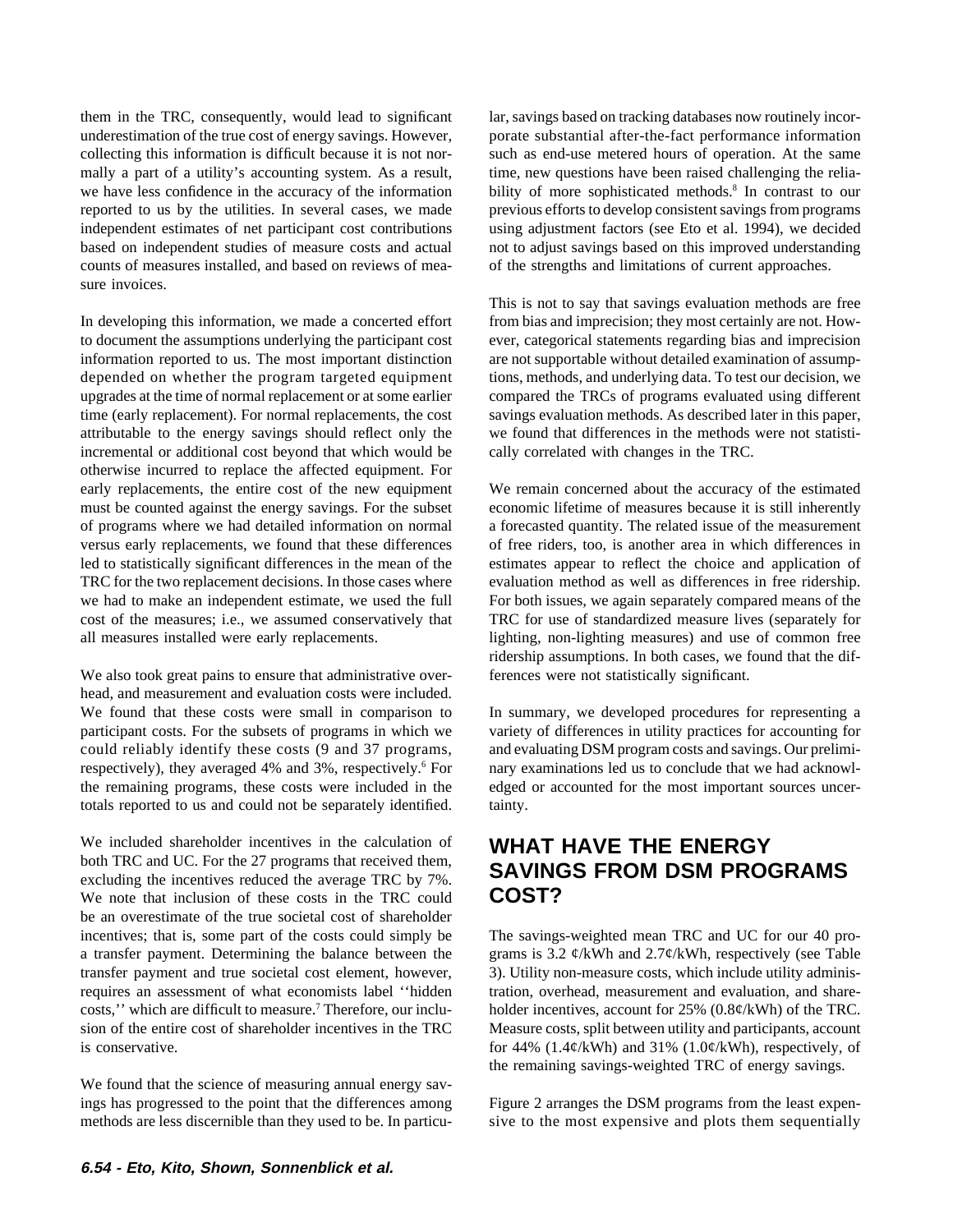them in the TRC, consequently, would lead to significant underestimation of the true cost of energy savings. However, collecting this information is difficult because it is not normally a part of a utility's accounting system. As a result, we have less confidence in the accuracy of the information reported to us by the utilities. In several cases, we made independent estimates of net participant cost contributions based on independent studies of measure costs and actual counts of measures installed, and based on reviews of measure invoices.

In developing this information, we made a concerted effort to document the assumptions underlying the participant cost information reported to us. The most important distinction depended on whether the program targeted equipment upgrades at the time of normal replacement or at some earlier time (early replacement). For normal replacements, the cost attributable to the energy savings should reflect only the incremental or additional cost beyond that which would be otherwise incurred to replace the affected equipment. For early replacements, the entire cost of the new equipment must be counted against the energy savings. For the subset of programs where we had detailed information on normal versus early replacements, we found that these differences led to statistically significant differences in the mean of the TRC for the two replacement decisions. In those cases where we had to make an independent estimate, we used the full cost of the measures; i.e., we assumed conservatively that all measures installed were early replacements.

We also took great pains to ensure that administrative overhead, and measurement and evaluation costs were included. We found that these costs were small in comparison to participant costs. For the subsets of programs in which we could reliably identify these costs (9 and 37 programs, respectively), they averaged 4% and 3%, respectively.[6] For the remaining programs, these costs were included in the totals reported to us and could not be separately identified.

We included shareholder incentives in the calculation of both TRC and UC. For the 27 programs that received them, excluding the incentives reduced the average TRC by 7%. We note that inclusion of these costs in the TRC could be an overestimate of the true societal cost of shareholder incentives; that is, some part of the costs could simply be a transfer payment. Determining the balance between the transfer payment and true societal cost element, however, requires an assessment of what economists label ''hidden costs,'' which are difficult to measure.[7] Therefore, our inclusion of the entire cost of shareholder incentives in the TRC is conservative.

We found that the science of measuring annual energy savings has progressed to the point that the differences among methods are less discernible than they used to be. In particular, savings based on tracking databases now routinely incorporate substantial after-the-fact performance information such as end-use metered hours of operation. At the same time, new questions have been raised challenging the reliability of more sophisticated methods.[8] In contrast to our previous efforts to develop consistent savings from programs using adjustment factors (see Eto et al. 1994), we decided not to adjust savings based on this improved understanding of the strengths and limitations of current approaches.

This is not to say that savings evaluation methods are free from bias and imprecision; they most certainly are not. However, categorical statements regarding bias and imprecision are not supportable without detailed examination of assumptions, methods, and underlying data. To test our decision, we compared the TRCs of programs evaluated using different savings evaluation methods. As described later in this paper, we found that differences in the methods were not statistically correlated with changes in the TRC.

We remain concerned about the accuracy of the estimated economic lifetime of measures because it is still inherently a forecasted quantity. The related issue of the measurement of free riders, too, is another area in which differences in estimates appear to reflect the choice and application of evaluation method as well as differences in free ridership. For both issues, we again separately compared means of the TRC for use of standardized measure lives (separately for lighting, non-lighting measures) and use of common free ridership assumptions. In both cases, we found that the differences were not statistically significant.

In summary, we developed procedures for representing a variety of differences in utility practices for accounting for and evaluating DSM program costs and savings. Our preliminary examinations led us to conclude that we had acknowledged or accounted for the most important sources uncertainty.

## WHAT HAVE THE ENERGY SAVINGS FROM DSM PROGRAMS COST?

The savings-weighted mean TRC and UC for our 40 programs is 3.2 ¢/kWh and 2.7¢/kWh, respectively (see Table 3). Utility non-measure costs, which include utility administration, overhead, measurement and evaluation, and shareholder incentives, account for 25% (0.8¢/kWh) of the TRC. Measure costs, split between utility and participants, account for 44% (1.4¢/kWh) and 31% (1.0¢/kWh), respectively, of the remaining savings-weighted TRC of energy savings.

Figure 2 arranges the DSM programs from the least expensive to the most expensive and plots them sequentially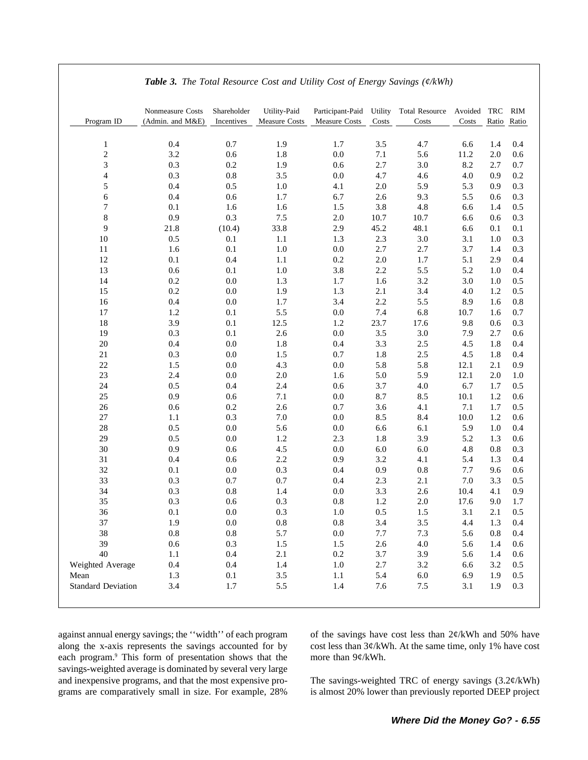***Table 3.*** *The Total Resource Cost and Utility Cost of Energy Savings (¢/kWh)*

| Program ID | Nonmeasure Costs (Admin. and M&E) | Shareholder Incentives | Utility-Paid Measure Costs | Participant-Paid Measure Costs | Utility Costs | Total Resource Costs | Avoided Costs | TRC Ratio | RIM Ratio |
|---|---|---|---|---|---|---|---|---|---|
| 1 | 0.4 | 0.7 | 1.9 | 1.7 | 3.5 | 4.7 | 6.6 | 1.4 | 0.4 |
| 2 | 3.2 | 0.6 | 1.8 | 0.0 | 7.1 | 5.6 | 11.2 | 2.0 | 0.6 |
| 3 | 0.3 | 0.2 | 1.9 | 0.6 | 2.7 | 3.0 | 8.2 | 2.7 | 0.7 |
| 4 | 0.3 | 0.8 | 3.5 | 0.0 | 4.7 | 4.6 | 4.0 | 0.9 | 0.2 |
| 5 | 0.4 | 0.5 | 1.0 | 4.1 | 2.0 | 5.9 | 5.3 | 0.9 | 0.3 |
| 6 | 0.4 | 0.6 | 1.7 | 6.7 | 2.6 | 9.3 | 5.5 | 0.6 | 0.3 |
| 7 | 0.1 | 1.6 | 1.6 | 1.5 | 3.8 | 4.8 | 6.6 | 1.4 | 0.5 |
| 8 | 0.9 | 0.3 | 7.5 | 2.0 | 10.7 | 10.7 | 6.6 | 0.6 | 0.3 |
| 9 | 21.8 | (10.4) | 33.8 | 2.9 | 45.2 | 48.1 | 6.6 | 0.1 | 0.1 |
| 10 | 0.5 | 0.1 | 1.1 | 1.3 | 2.3 | 3.0 | 3.1 | 1.0 | 0.3 |
| 11 | 1.6 | 0.1 | 1.0 | 0.0 | 2.7 | 2.7 | 3.7 | 1.4 | 0.3 |
| 12 | 0.1 | 0.4 | 1.1 | 0.2 | 2.0 | 1.7 | 5.1 | 2.9 | 0.4 |
| 13 | 0.6 | 0.1 | 1.0 | 3.8 | 2.2 | 5.5 | 5.2 | 1.0 | 0.4 |
| 14 | 0.2 | 0.0 | 1.3 | 1.7 | 1.6 | 3.2 | 3.0 | 1.0 | 0.5 |
| 15 | 0.2 | 0.0 | 1.9 | 1.3 | 2.1 | 3.4 | 4.0 | 1.2 | 0.5 |
| 16 | 0.4 | 0.0 | 1.7 | 3.4 | 2.2 | 5.5 | 8.9 | 1.6 | 0.8 |
| 17 | 1.2 | 0.1 | 5.5 | 0.0 | 7.4 | 6.8 | 10.7 | 1.6 | 0.7 |
| 18 | 3.9 | 0.1 | 12.5 | 1.2 | 23.7 | 17.6 | 9.8 | 0.6 | 0.3 |
| 19 | 0.3 | 0.1 | 2.6 | 0.0 | 3.5 | 3.0 | 7.9 | 2.7 | 0.6 |
| 20 | 0.4 | 0.0 | 1.8 | 0.4 | 3.3 | 2.5 | 4.5 | 1.8 | 0.4 |
| 21 | 0.3 | 0.0 | 1.5 | 0.7 | 1.8 | 2.5 | 4.5 | 1.8 | 0.4 |
| 22 | 1.5 | 0.0 | 4.3 | 0.0 | 5.8 | 5.8 | 12.1 | 2.1 | 0.9 |
| 23 | 2.4 | 0.0 | 2.0 | 1.6 | 5.0 | 5.9 | 12.1 | 2.0 | 1.0 |
| 24 | 0.5 | 0.4 | 2.4 | 0.6 | 3.7 | 4.0 | 6.7 | 1.7 | 0.5 |
| 25 | 0.9 | 0.6 | 7.1 | 0.0 | 8.7 | 8.5 | 10.1 | 1.2 | 0.6 |
| 26 | 0.6 | 0.2 | 2.6 | 0.7 | 3.6 | 4.1 | 7.1 | 1.7 | 0.5 |
| 27 | 1.1 | 0.3 | 7.0 | 0.0 | 8.5 | 8.4 | 10.0 | 1.2 | 0.6 |
| 28 | 0.5 | 0.0 | 5.6 | 0.0 | 6.6 | 6.1 | 5.9 | 1.0 | 0.4 |
| 29 | 0.5 | 0.0 | 1.2 | 2.3 | 1.8 | 3.9 | 5.2 | 1.3 | 0.6 |
| 30 | 0.9 | 0.6 | 4.5 | 0.0 | 6.0 | 6.0 | 4.8 | 0.8 | 0.3 |
| 31 | 0.4 | 0.6 | 2.2 | 0.9 | 3.2 | 4.1 | 5.4 | 1.3 | 0.4 |
| 32 | 0.1 | 0.0 | 0.3 | 0.4 | 0.9 | 0.8 | 7.7 | 9.6 | 0.6 |
| 33 | 0.3 | 0.7 | 0.7 | 0.4 | 2.3 | 2.1 | 7.0 | 3.3 | 0.5 |
| 34 | 0.3 | 0.8 | 1.4 | 0.0 | 3.3 | 2.6 | 10.4 | 4.1 | 0.9 |
| 35 | 0.3 | 0.6 | 0.3 | 0.8 | 1.2 | 2.0 | 17.6 | 9.0 | 1.7 |
| 36 | 0.1 | 0.0 | 0.3 | 1.0 | 0.5 | 1.5 | 3.1 | 2.1 | 0.5 |
| 37 | 1.9 | 0.0 | 0.8 | 0.8 | 3.4 | 3.5 | 4.4 | 1.3 | 0.4 |
| 38 | 0.8 | 0.8 | 5.7 | 0.0 | 7.7 | 7.3 | 5.6 | 0.8 | 0.4 |
| 39 | 0.6 | 0.3 | 1.5 | 1.5 | 2.6 | 4.0 | 5.6 | 1.4 | 0.6 |
| 40 | 1.1 | 0.4 | 2.1 | 0.2 | 3.7 | 3.9 | 5.6 | 1.4 | 0.6 |
| Weighted Average | 0.4 | 0.4 | 1.4 | 1.0 | 2.7 | 3.2 | 6.6 | 3.2 | 0.5 |
| Mean | 1.3 | 0.1 | 3.5 | 1.1 | 5.4 | 6.0 | 6.9 | 1.9 | 0.5 |
| Standard Deviation | 3.4 | 1.7 | 5.5 | 1.4 | 7.6 | 7.5 | 3.1 | 1.9 | 0.3 |

against annual energy savings; the ''width'' of each program along the x-axis represents the savings accounted for by each program.[9] This form of presentation shows that the savings-weighted average is dominated by several very large and inexpensive programs, and that the most expensive programs are comparatively small in size. For example, 28% of the savings have cost less than 2¢/kWh and 50% have cost less than 3¢/kWh. At the same time, only 1% have cost more than 9¢/kWh.

The savings-weighted TRC of energy savings (3.2¢/kWh) is almost 20% lower than previously reported DEEP project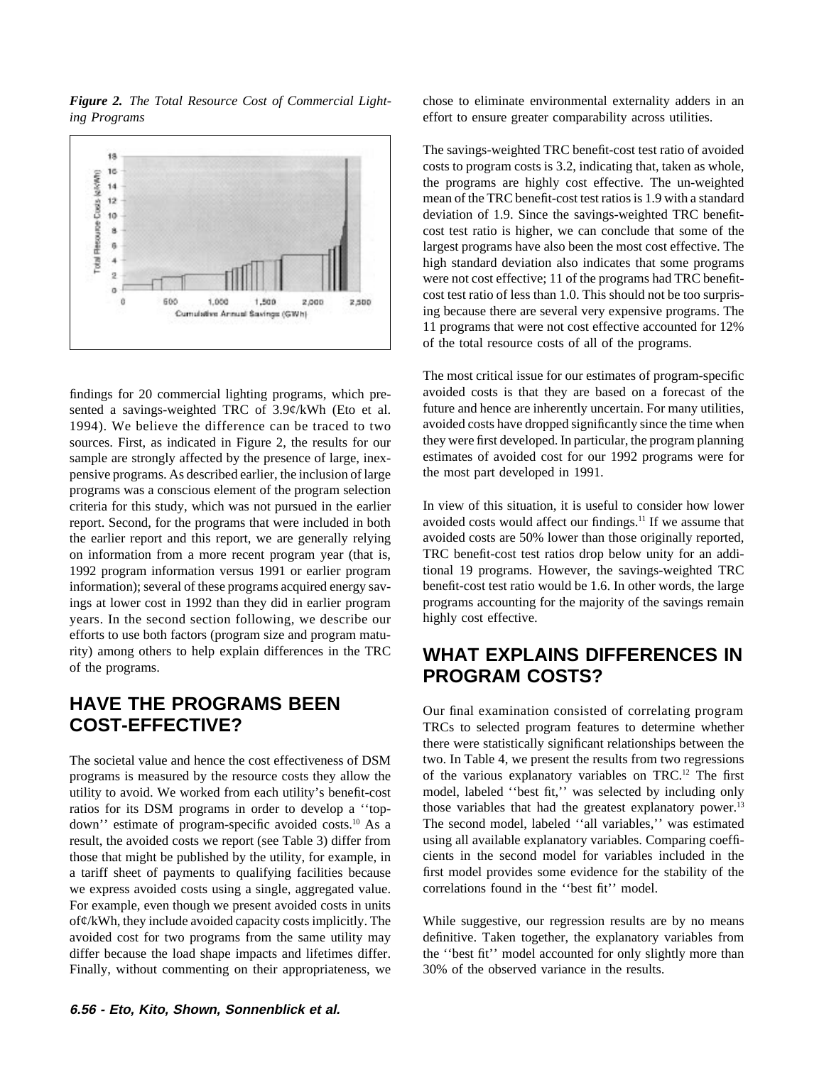*Figure 2. The Total Resource Cost of Commercial Lighting Programs*

findings for 20 commercial lighting programs, which presented a savings-weighted TRC of 3.9¢/kWh (Eto et al. 1994). We believe the difference can be traced to two sources. First, as indicated in Figure 2, the results for our sample are strongly affected by the presence of large, inexpensive programs. As described earlier, the inclusion of large programs was a conscious element of the program selection criteria for this study, which was not pursued in the earlier report. Second, for the programs that were included in both the earlier report and this report, we are generally relying on information from a more recent program year (that is, 1992 program information versus 1991 or earlier program information); several of these programs acquired energy savings at lower cost in 1992 than they did in earlier program years. In the second section following, we describe our efforts to use both factors (program size and program maturity) among others to help explain differences in the TRC of the programs.

## HAVE THE PROGRAMS BEEN COST-EFFECTIVE?

The societal value and hence the cost effectiveness of DSM programs is measured by the resource costs they allow the utility to avoid. We worked from each utility's benefit-cost ratios for its DSM programs in order to develop a ''top-down'' estimate of program-specific avoided costs.[10] As a result, the avoided costs we report (see Table 3) differ from those that might be published by the utility, for example, in a tariff sheet of payments to qualifying facilities because we express avoided costs using a single, aggregated value. For example, even though we present avoided costs in units of¢/kWh, they include avoided capacity costs implicitly. The avoided cost for two programs from the same utility may differ because the load shape impacts and lifetimes differ. Finally, without commenting on their appropriateness, we chose to eliminate environmental externality adders in an effort to ensure greater comparability across utilities.

The savings-weighted TRC benefit-cost test ratio of avoided costs to program costs is 3.2, indicating that, taken as whole, the programs are highly cost effective. The un-weighted mean of the TRC benefit-cost test ratios is 1.9 with a standard deviation of 1.9. Since the savings-weighted TRC benefit-cost test ratio is higher, we can conclude that some of the largest programs have also been the most cost effective. The high standard deviation also indicates that some programs were not cost effective; 11 of the programs had TRC benefit-cost test ratio of less than 1.0. This should not be too surprising because there are several very expensive programs. The 11 programs that were not cost effective accounted for 12% of the total resource costs of all of the programs.

The most critical issue for our estimates of program-specific avoided costs is that they are based on a forecast of the future and hence are inherently uncertain. For many utilities, avoided costs have dropped significantly since the time when they were first developed. In particular, the program planning estimates of avoided cost for our 1992 programs were for the most part developed in 1991.

In view of this situation, it is useful to consider how lower avoided costs would affect our findings.[11] If we assume that avoided costs are 50% lower than those originally reported, TRC benefit-cost test ratios drop below unity for an additional 19 programs. However, the savings-weighted TRC benefit-cost test ratio would be 1.6. In other words, the large programs accounting for the majority of the savings remain highly cost effective.

## WHAT EXPLAINS DIFFERENCES IN PROGRAM COSTS?

Our final examination consisted of correlating program TRCs to selected program features to determine whether there were statistically significant relationships between the two. In Table 4, we present the results from two regressions of the various explanatory variables on TRC.[12] The first model, labeled ''best fit,'' was selected by including only those variables that had the greatest explanatory power.[13] The second model, labeled ''all variables,'' was estimated using all available explanatory variables. Comparing coefficients in the second model for variables included in the first model provides some evidence for the stability of the correlations found in the ''best fit'' model.

While suggestive, our regression results are by no means definitive. Taken together, the explanatory variables from the ''best fit'' model accounted for only slightly more than 30% of the observed variance in the results.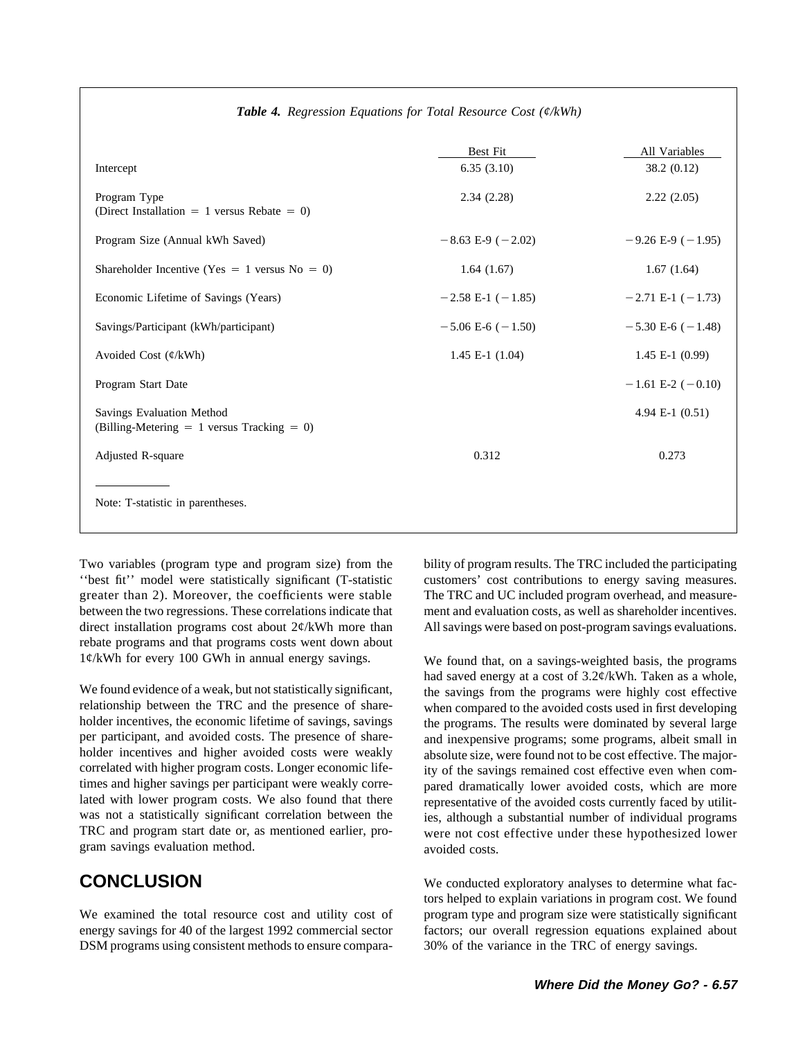*Table 4. Regression Equations for Total Resource Cost (¢/kWh)*

| | Best Fit | All Variables |
|---|---|---|
| Intercept | 6.35 (3.10) | 38.2 (0.12) |
| Program Type (Direct Installation = 1 versus Rebate = 0) | 2.34 (2.28) | 2.22 (2.05) |
| Program Size (Annual kWh Saved) | −8.63 E-9 (−2.02) | −9.26 E-9 (−1.95) |
| Shareholder Incentive (Yes = 1 versus No = 0) | 1.64 (1.67) | 1.67 (1.64) |
| Economic Lifetime of Savings (Years) | −2.58 E-1 (−1.85) | −2.71 E-1 (−1.73) |
| Savings/Participant (kWh/participant) | −5.06 E-6 (−1.50) | −5.30 E-6 (−1.48) |
| Avoided Cost (¢/kWh) | 1.45 E-1 (1.04) | 1.45 E-1 (0.99) |
| Program Start Date | | −1.61 E-2 (−0.10) |
| Savings Evaluation Method (Billing-Metering = 1 versus Tracking = 0) | | 4.94 E-1 (0.51) |
| Adjusted R-square | 0.312 | 0.273 |

Note: T-statistic in parentheses.

Two variables (program type and program size) from the "best fit" model were statistically significant (T-statistic greater than 2). Moreover, the coefficients were stable between the two regressions. These correlations indicate that direct installation programs cost about 2¢/kWh more than rebate programs and that programs costs went down about 1¢/kWh for every 100 GWh in annual energy savings.

We found evidence of a weak, but not statistically significant, relationship between the TRC and the presence of shareholder incentives, the economic lifetime of savings, savings per participant, and avoided costs. The presence of shareholder incentives and higher avoided costs were weakly correlated with higher program costs. Longer economic lifetimes and higher savings per participant were weakly correlated with lower program costs. We also found that there was not a statistically significant correlation between the TRC and program start date or, as mentioned earlier, program savings evaluation method.

## CONCLUSION

We examined the total resource cost and utility cost of energy savings for 40 of the largest 1992 commercial sector DSM programs using consistent methods to ensure comparability of program results. The TRC included the participating customers' cost contributions to energy saving measures. The TRC and UC included program overhead, and measurement and evaluation costs, as well as shareholder incentives. All savings were based on post-program savings evaluations.

We found that, on a savings-weighted basis, the programs had saved energy at a cost of 3.2¢/kWh. Taken as a whole, the savings from the programs were highly cost effective when compared to the avoided costs used in first developing the programs. The results were dominated by several large and inexpensive programs; some programs, albeit small in absolute size, were found not to be cost effective. The majority of the savings remained cost effective even when compared dramatically lower avoided costs, which are more representative of the avoided costs currently faced by utilities, although a substantial number of individual programs were not cost effective under these hypothesized lower avoided costs.

We conducted exploratory analyses to determine what factors helped to explain variations in program cost. We found program type and program size were statistically significant factors; our overall regression equations explained about 30% of the variance in the TRC of energy savings.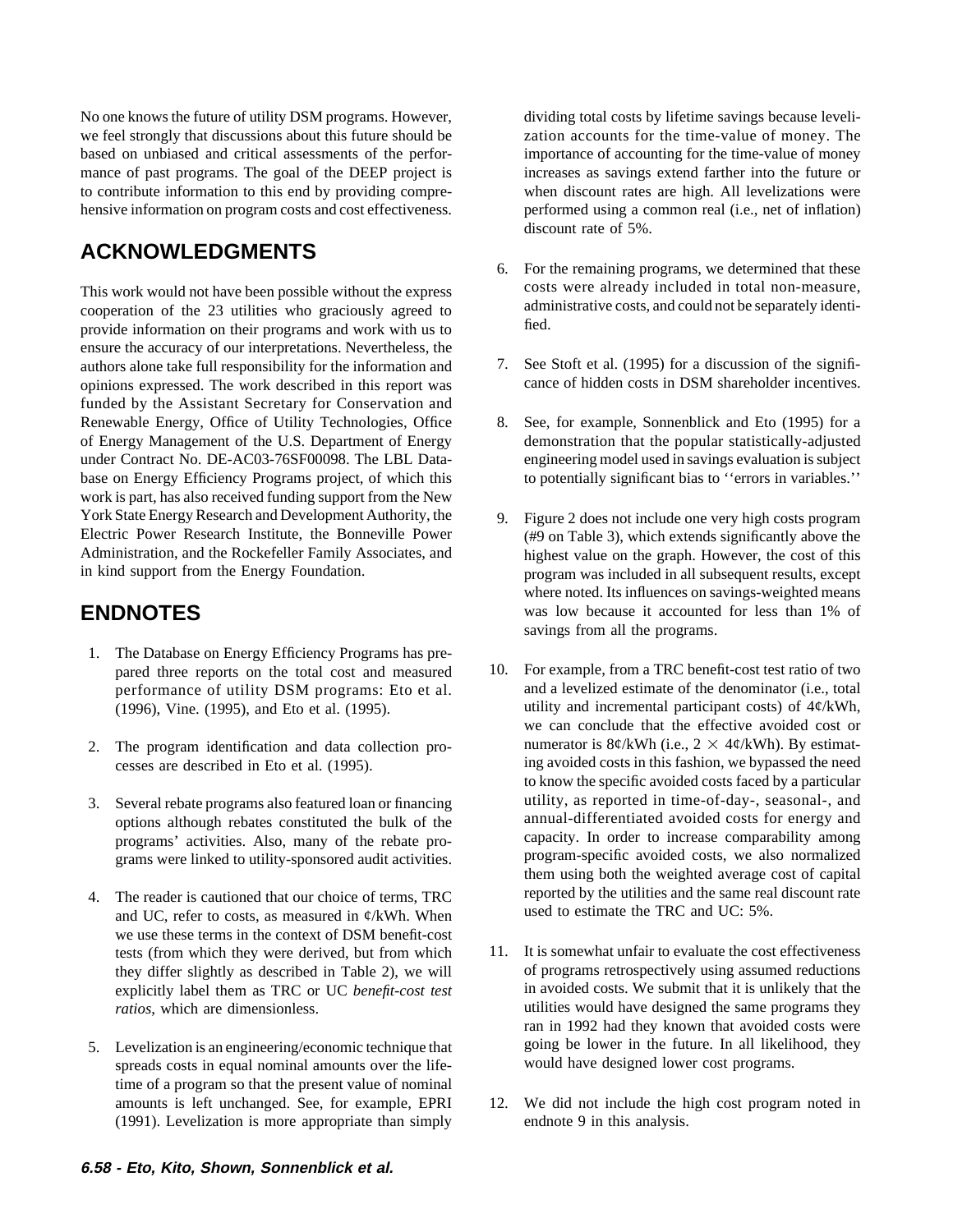No one knows the future of utility DSM programs. However, we feel strongly that discussions about this future should be based on unbiased and critical assessments of the performance of past programs. The goal of the DEEP project is to contribute information to this end by providing comprehensive information on program costs and cost effectiveness.

## ACKNOWLEDGMENTS

This work would not have been possible without the express cooperation of the 23 utilities who graciously agreed to provide information on their programs and work with us to ensure the accuracy of our interpretations. Nevertheless, the authors alone take full responsibility for the information and opinions expressed. The work described in this report was funded by the Assistant Secretary for Conservation and Renewable Energy, Office of Utility Technologies, Office of Energy Management of the U.S. Department of Energy under Contract No. DE-AC03-76SF00098. The LBL Database on Energy Efficiency Programs project, of which this work is part, has also received funding support from the New York State Energy Research and Development Authority, the Electric Power Research Institute, the Bonneville Power Administration, and the Rockefeller Family Associates, and in kind support from the Energy Foundation.

## ENDNOTES

1. The Database on Energy Efficiency Programs has prepared three reports on the total cost and measured performance of utility DSM programs: Eto et al. (1996), Vine. (1995), and Eto et al. (1995).

2. The program identification and data collection processes are described in Eto et al. (1995).

3. Several rebate programs also featured loan or financing options although rebates constituted the bulk of the programs' activities. Also, many of the rebate programs were linked to utility-sponsored audit activities.

4. The reader is cautioned that our choice of terms, TRC and UC, refer to costs, as measured in ¢/kWh. When we use these terms in the context of DSM benefit-cost tests (from which they were derived, but from which they differ slightly as described in Table 2), we will explicitly label them as TRC or UC *benefit-cost test ratios*, which are dimensionless.

5. Levelization is an engineering/economic technique that spreads costs in equal nominal amounts over the lifetime of a program so that the present value of nominal amounts is left unchanged. See, for example, EPRI (1991). Levelization is more appropriate than simply dividing total costs by lifetime savings because levelization accounts for the time-value of money. The importance of accounting for the time-value of money increases as savings extend farther into the future or when discount rates are high. All levelizations were performed using a common real (i.e., net of inflation) discount rate of 5%.

6. For the remaining programs, we determined that these costs were already included in total non-measure, administrative costs, and could not be separately identified.

7. See Stoft et al. (1995) for a discussion of the significance of hidden costs in DSM shareholder incentives.

8. See, for example, Sonnenblick and Eto (1995) for a demonstration that the popular statistically-adjusted engineering model used in savings evaluation is subject to potentially significant bias to ''errors in variables.''

9. Figure 2 does not include one very high costs program (#9 on Table 3), which extends significantly above the highest value on the graph. However, the cost of this program was included in all subsequent results, except where noted. Its influences on savings-weighted means was low because it accounted for less than 1% of savings from all the programs.

10. For example, from a TRC benefit-cost test ratio of two and a levelized estimate of the denominator (i.e., total utility and incremental participant costs) of 4¢/kWh, we can conclude that the effective avoided cost or numerator is 8¢/kWh (i.e., $2 \times 4$¢/kWh). By estimating avoided costs in this fashion, we bypassed the need to know the specific avoided costs faced by a particular utility, as reported in time-of-day-, seasonal-, and annual-differentiated avoided costs for energy and capacity. In order to increase comparability among program-specific avoided costs, we also normalized them using both the weighted average cost of capital reported by the utilities and the same real discount rate used to estimate the TRC and UC: 5%.

11. It is somewhat unfair to evaluate the cost effectiveness of programs retrospectively using assumed reductions in avoided costs. We submit that it is unlikely that the utilities would have designed the same programs they ran in 1992 had they known that avoided costs were going be lower in the future. In all likelihood, they would have designed lower cost programs.

12. We did not include the high cost program noted in endnote 9 in this analysis.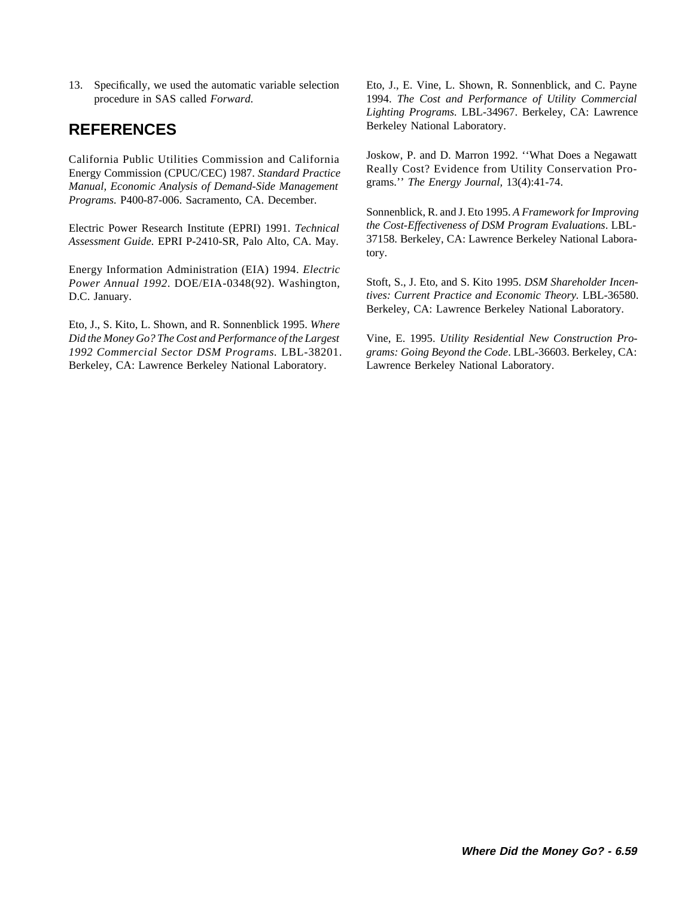13. Specifically, we used the automatic variable selection procedure in SAS called *Forward.*

## REFERENCES

California Public Utilities Commission and California Energy Commission (CPUC/CEC) 1987. *Standard Practice Manual, Economic Analysis of Demand-Side Management Programs.* P400-87-006. Sacramento, CA. December.

Electric Power Research Institute (EPRI) 1991. *Technical Assessment Guide.* EPRI P-2410-SR, Palo Alto, CA. May.

Energy Information Administration (EIA) 1994. *Electric Power Annual 1992*. DOE/EIA-0348(92). Washington, D.C. January.

Eto, J., S. Kito, L. Shown, and R. Sonnenblick 1995. *Where Did the Money Go? The Cost and Performance of the Largest 1992 Commercial Sector DSM Programs.* LBL-38201. Berkeley, CA: Lawrence Berkeley National Laboratory.

Eto, J., E. Vine, L. Shown, R. Sonnenblick, and C. Payne 1994. *The Cost and Performance of Utility Commercial Lighting Programs.* LBL-34967. Berkeley, CA: Lawrence Berkeley National Laboratory.

Joskow, P. and D. Marron 1992. ''What Does a Negawatt Really Cost? Evidence from Utility Conservation Programs.'' *The Energy Journal,* 13(4):41-74.

Sonnenblick, R. and J. Eto 1995. *A Framework for Improving the Cost-Effectiveness of DSM Program Evaluations*. LBL-37158. Berkeley, CA: Lawrence Berkeley National Laboratory.

Stoft, S., J. Eto, and S. Kito 1995. *DSM Shareholder Incentives: Current Practice and Economic Theory.* LBL-36580. Berkeley, CA: Lawrence Berkeley National Laboratory.

Vine, E. 1995. *Utility Residential New Construction Programs: Going Beyond the Code*. LBL-36603. Berkeley, CA: Lawrence Berkeley National Laboratory.